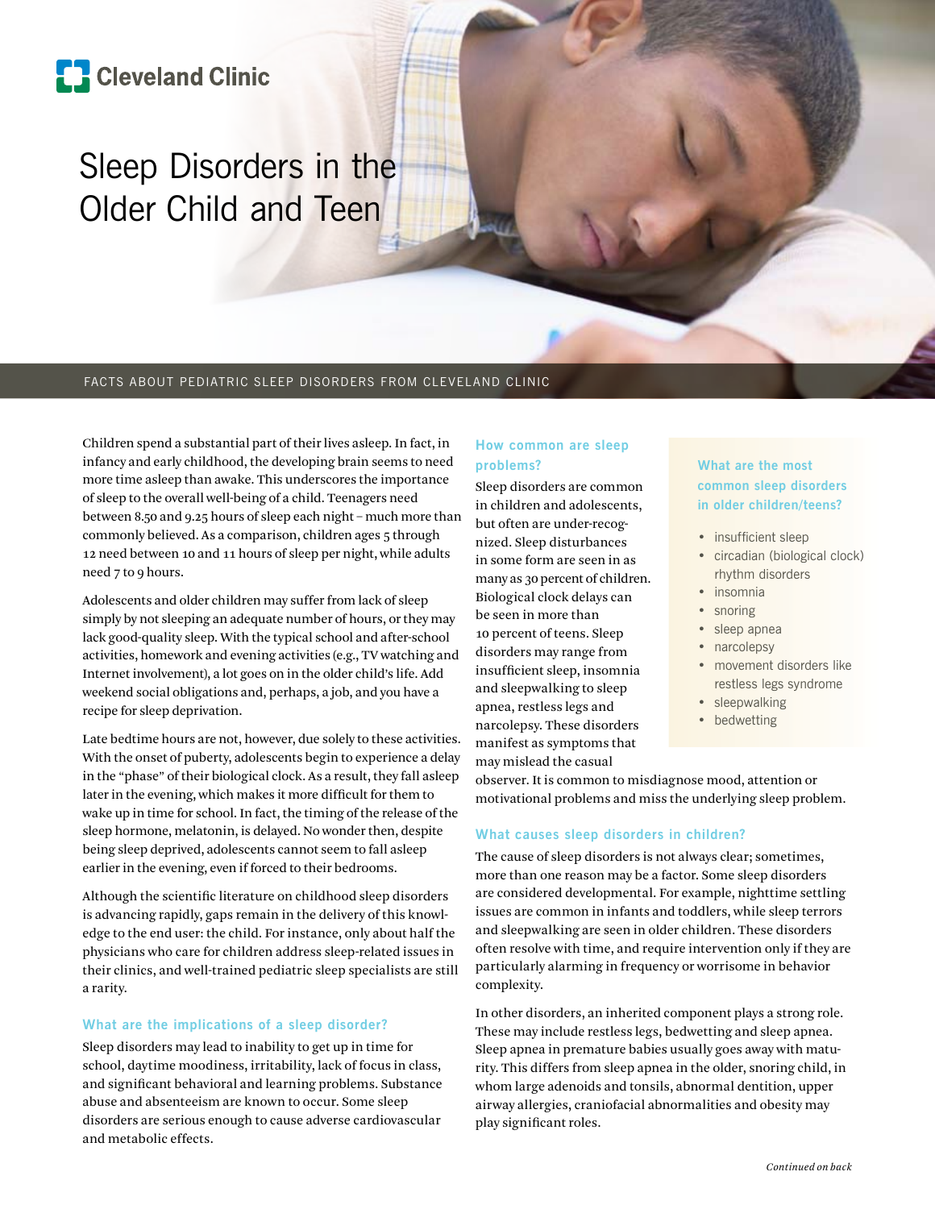Cleveland Clinic

# Sleep Disorders in the Older Child and Teen

FACTS ABOUT PEDIATRIC SLEEP DISORDERS FROM CLEVELAND CLINIC

Children spend a substantial part of their lives asleep. In fact, in infancy and early childhood, the developing brain seems to need more time asleep than awake. This underscores the importance of sleep to the overall well-being of a child. Teenagers need between 8.50 and 9.25 hours of sleep each night – much more than commonly believed. As a comparison, children ages 5 through 12 need between 10 and 11 hours of sleep per night, while adults need 7 to 9 hours.

Adolescents and older children may suffer from lack of sleep simply by not sleeping an adequate number of hours, or they may lack good-quality sleep. With the typical school and after-school activities, homework and evening activities (e.g., TV watching and Internet involvement), a lot goes on in the older child's life. Add weekend social obligations and, perhaps, a job, and you have a recipe for sleep deprivation.

Late bedtime hours are not, however, due solely to these activities. With the onset of puberty, adolescents begin to experience a delay in the "phase" of their biological clock. As a result, they fall asleep later in the evening, which makes it more difficult for them to wake up in time for school. In fact, the timing of the release of the sleep hormone, melatonin, is delayed. No wonder then, despite being sleep deprived, adolescents cannot seem to fall asleep earlier in the evening, even if forced to their bedrooms.

Although the scientific literature on childhood sleep disorders is advancing rapidly, gaps remain in the delivery of this knowledge to the end user: the child. For instance, only about half the physicians who care for children address sleep-related issues in their clinics, and well-trained pediatric sleep specialists are still a rarity.

### What are the implications of a sleep disorder?

Sleep disorders may lead to inability to get up in time for school, daytime moodiness, irritability, lack of focus in class, and significant behavioral and learning problems. Substance abuse and absenteeism are known to occur. Some sleep disorders are serious enough to cause adverse cardiovascular and metabolic effects.

### How common are sleep problems?

Sleep disorders are common in children and adolescents, but often are under-recognized. Sleep disturbances in some form are seen in as many as 30 percent of children. Biological clock delays can be seen in more than 10 percent of teens. Sleep disorders may range from insufficient sleep, insomnia and sleepwalking to sleep apnea, restless legs and narcolepsy. These disorders manifest as symptoms that may mislead the casual observer. It is common to misdiagnose mood, attention or motivational problems and miss the underlying sleep problem.

### What are the most common sleep disorders in older children/teens?

- insufficient sleep
- circadian (biological clock) rhythm disorders
- insomnia
- snoring
- sleep apnea
- narcolepsy
- movement disorders like restless legs syndrome
- sleepwalking
- bedwetting

### What causes sleep disorders in children?

The cause of sleep disorders is not always clear; sometimes, more than one reason may be a factor. Some sleep disorders are considered developmental. For example, nighttime settling issues are common in infants and toddlers, while sleep terrors and sleepwalking are seen in older children. These disorders often resolve with time, and require intervention only if they are particularly alarming in frequency or worrisome in behavior complexity.

In other disorders, an inherited component plays a strong role. These may include restless legs, bedwetting and sleep apnea. Sleep apnea in premature babies usually goes away with maturity. This differs from sleep apnea in the older, snoring child, in whom large adenoids and tonsils, abnormal dentition, upper airway allergies, craniofacial abnormalities and obesity may play significant roles.

*Continued on back*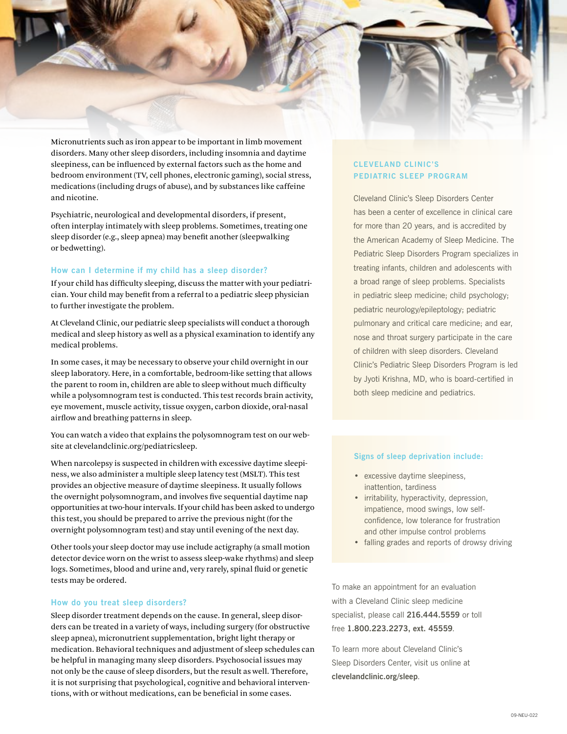Micronutrients such as iron appear to be important in limb movement disorders. Many other sleep disorders, including insomnia and daytime sleepiness, can be influenced by external factors such as the home and bedroom environment (TV, cell phones, electronic gaming), social stress, medications (including drugs of abuse), and by substances like caffeine and nicotine.

Psychiatric, neurological and developmental disorders, if present, often interplay intimately with sleep problems. Sometimes, treating one sleep disorder (e.g., sleep apnea) may benefit another (sleepwalking or bedwetting).

### How can I determine if my child has a sleep disorder?

If your child has difficulty sleeping, discuss the matter with your pediatrician. Your child may benefit from a referral to a pediatric sleep physician to further investigate the problem.

At Cleveland Clinic, our pediatric sleep specialists will conduct a thorough medical and sleep history as well as a physical examination to identify any medical problems.

In some cases, it may be necessary to observe your child overnight in our sleep laboratory. Here, in a comfortable, bedroom-like setting that allows the parent to room in, children are able to sleep without much difficulty while a polysomnogram test is conducted. This test records brain activity, eye movement, muscle activity, tissue oxygen, carbon dioxide, oral-nasal airflow and breathing patterns in sleep.

You can watch a video that explains the polysomnogram test on our website at clevelandclinic.org/pediatricsleep.

When narcolepsy is suspected in children with excessive daytime sleepiness, we also administer a multiple sleep latency test (MSLT). This test provides an objective measure of daytime sleepiness. It usually follows the overnight polysomnogram, and involves five sequential daytime nap opportunities at two-hour intervals. If your child has been asked to undergo this test, you should be prepared to arrive the previous night (for the overnight polysomnogram test) and stay until evening of the next day.

Other tools your sleep doctor may use include actigraphy (a small motion detector device worn on the wrist to assess sleep-wake rhythms) and sleep logs. Sometimes, blood and urine and, very rarely, spinal fluid or genetic tests may be ordered.

### How do you treat sleep disorders?

Sleep disorder treatment depends on the cause. In general, sleep disorders can be treated in a variety of ways, including surgery (for obstructive sleep apnea), micronutrient supplementation, bright light therapy or medication. Behavioral techniques and adjustment of sleep schedules can be helpful in managing many sleep disorders. Psychosocial issues may not only be the cause of sleep disorders, but the result as well. Therefore, it is not surprising that psychological, cognitive and behavioral interventions, with or without medications, can be beneficial in some cases.

## CLEVELAND CLINIC'S PEDIATRIC SLEEP PROGRAM

Cleveland Clinic's Sleep Disorders Center has been a center of excellence in clinical care for more than 20 years, and is accredited by the American Academy of Sleep Medicine. The Pediatric Sleep Disorders Program specializes in treating infants, children and adolescents with a broad range of sleep problems. Specialists in pediatric sleep medicine; child psychology; pediatric neurology/epileptology; pediatric pulmonary and critical care medicine; and ear, nose and throat surgery participate in the care of children with sleep disorders. Cleveland Clinic's Pediatric Sleep Disorders Program is led by Jyoti Krishna, MD, who is board-certified in both sleep medicine and pediatrics.

### Signs of sleep deprivation include:

- excessive daytime sleepiness, inattention, tardiness
- irritability, hyperactivity, depression, impatience, mood swings, low self-confidence, low tolerance for frustration and other impulse control problems
- falling grades and reports of drowsy driving

To make an appointment for an evaluation with a Cleveland Clinic sleep medicine specialist, please call **216.444.5559** or toll free **1.800.223.2273, ext. 45559**.

To learn more about Cleveland Clinic's Sleep Disorders Center, visit us online at **clevelandclinic.org/sleep**.

09-NEU-022